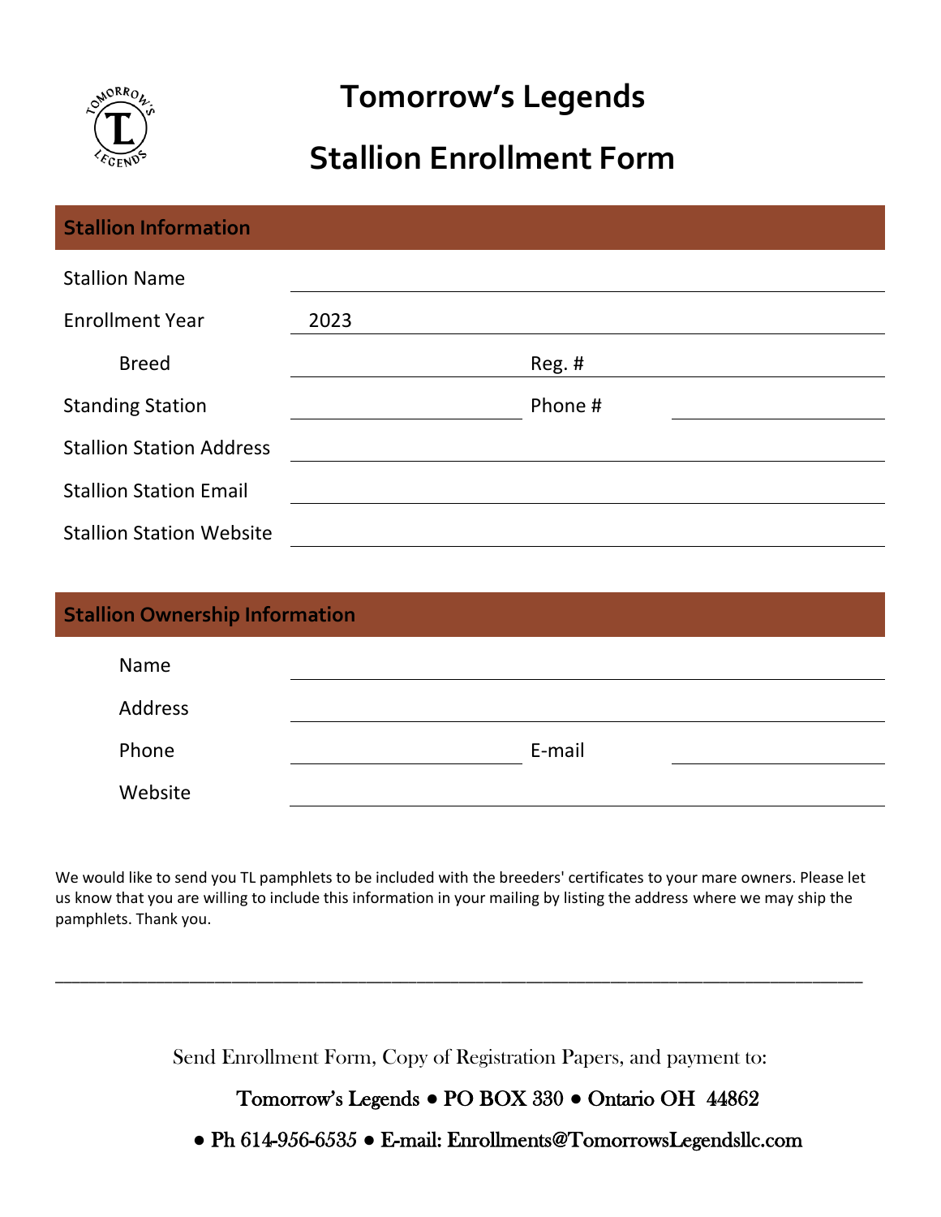# Tomorrow's Legends

## Stallion Enrollment Form

### Stallion Information

| | | | |
|---|---|---|---|
| Stallion Name | | | |
| Enrollment Year | 2023 | | |
| Breed | | Reg. # | |
| Standing Station | | Phone # | |
| Stallion Station Address | | | |
| Stallion Station Email | | | |
| Stallion Station Website | | | |

### Stallion Ownership Information

| | | | |
|---|---|---|---|
| Name | | | |
| Address | | | |
| Phone | | E-mail | |
| Website | | | |

We would like to send you TL pamphlets to be included with the breeders' certificates to your mare owners. Please let us know that you are willing to include this information in your mailing by listing the address where we may ship the pamphlets. Thank you.

___________________________________________________________________________________

Send Enrollment Form, Copy of Registration Papers, and payment to:

**Tomorrow's Legends • PO BOX 330 • Ontario OH 44862**

**• Ph 614-956-6535 • E-mail: Enrollments@TomorrowsLegendsllc.com**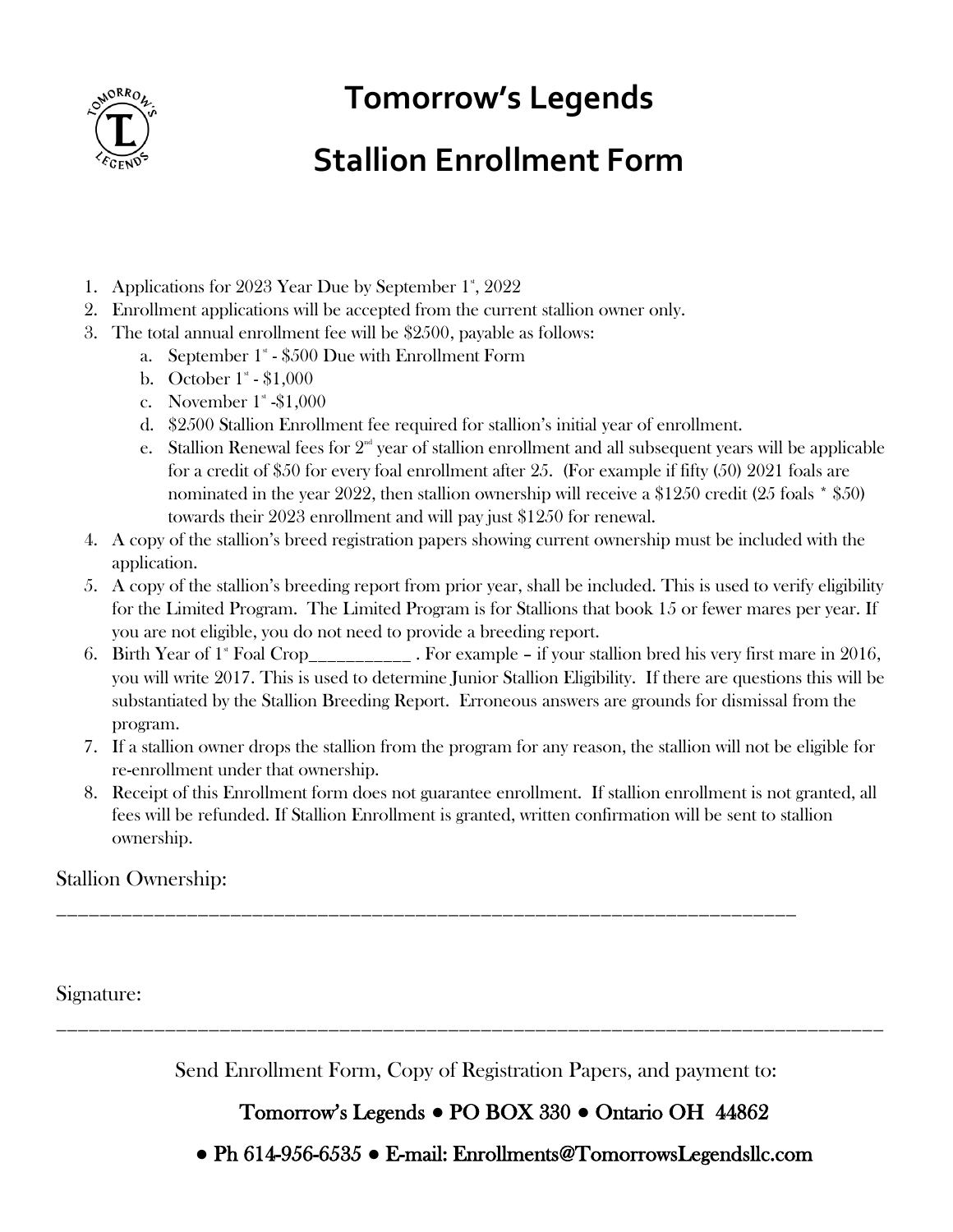# Tomorrow's Legends

# Stallion Enrollment Form

1. Applications for 2023 Year Due by September 1st, 2022
2. Enrollment applications will be accepted from the current stallion owner only.
3. The total annual enrollment fee will be $2500, payable as follows:
   a. September 1st - $500 Due with Enrollment Form
   b. October 1st - $1,000
   c. November 1st -$1,000
   d. $2500 Stallion Enrollment fee required for stallion's initial year of enrollment.
   e. Stallion Renewal fees for 2nd year of stallion enrollment and all subsequent years will be applicable for a credit of $50 for every foal enrollment after 25. (For example if fifty (50) 2021 foals are nominated in the year 2022, then stallion ownership will receive a $1250 credit (25 foals * $50) towards their 2023 enrollment and will pay just $1250 for renewal.
4. A copy of the stallion's breed registration papers showing current ownership must be included with the application.
5. A copy of the stallion's breeding report from prior year, shall be included. This is used to verify eligibility for the Limited Program. The Limited Program is for Stallions that book 15 or fewer mares per year. If you are not eligible, you do not need to provide a breeding report.
6. Birth Year of 1st Foal Crop___________ . For example – if your stallion bred his very first mare in 2016, you will write 2017. This is used to determine Junior Stallion Eligibility. If there are questions this will be substantiated by the Stallion Breeding Report. Erroneous answers are grounds for dismissal from the program.
7. If a stallion owner drops the stallion from the program for any reason, the stallion will not be eligible for re-enrollment under that ownership.
8. Receipt of this Enrollment form does not guarantee enrollment. If stallion enrollment is not granted, all fees will be refunded. If Stallion Enrollment is granted, written confirmation will be sent to stallion ownership.

Stallion Ownership:

_______________________________________________________________________

Signature:

_______________________________________________________________________

Send Enrollment Form, Copy of Registration Papers, and payment to:

**Tomorrow's Legends • PO BOX 330 • Ontario OH 44862**

**• Ph 614-956-6535 • E-mail: Enrollments@TomorrowsLegendsllc.com**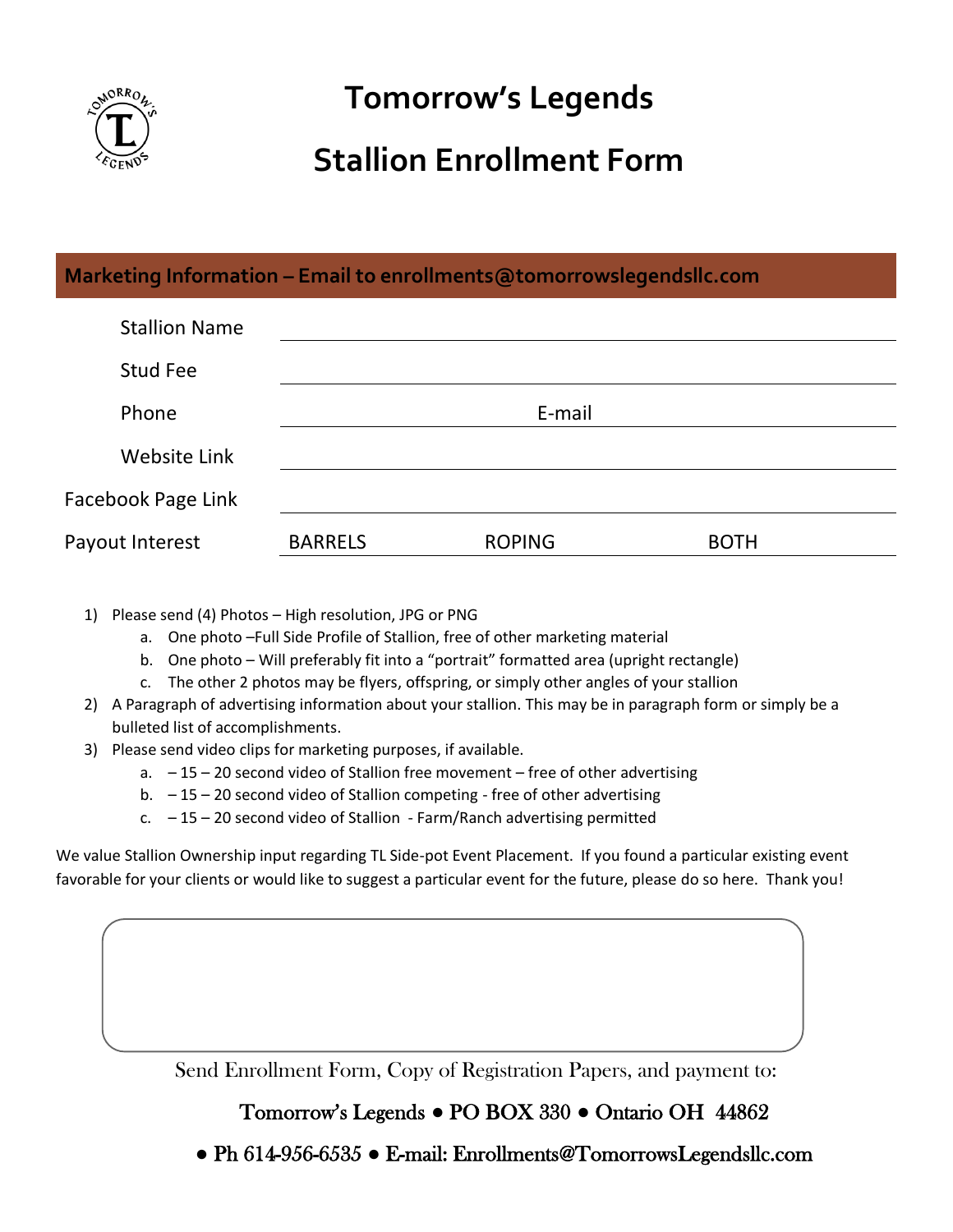# Tomorrow's Legends

# Stallion Enrollment Form

## Marketing Information – Email to enrollments@tomorrowslegendsllc.com

| | | | |
|---|---|---|---|
| Stallion Name | | | |
| Stud Fee | | | |
| Phone | | E-mail | |
| Website Link | | | |
| Facebook Page Link | | | |
| Payout Interest | BARRELS | ROPING | BOTH |

1) Please send (4) Photos – High resolution, JPG or PNG
   a. One photo –Full Side Profile of Stallion, free of other marketing material
   b. One photo – Will preferably fit into a "portrait" formatted area (upright rectangle)
   c. The other 2 photos may be flyers, offspring, or simply other angles of your stallion
2) A Paragraph of advertising information about your stallion. This may be in paragraph form or simply be a bulleted list of accomplishments.
3) Please send video clips for marketing purposes, if available.
   a. – 15 – 20 second video of Stallion free movement – free of other advertising
   b. – 15 – 20 second video of Stallion competing - free of other advertising
   c. – 15 – 20 second video of Stallion - Farm/Ranch advertising permitted

We value Stallion Ownership input regarding TL Side-pot Event Placement. If you found a particular existing event favorable for your clients or would like to suggest a particular event for the future, please do so here. Thank you!

Send Enrollment Form, Copy of Registration Papers, and payment to:

**Tomorrow's Legends • PO BOX 330 • Ontario OH 44862**

**• Ph 614-956-6535 • E-mail: Enrollments@TomorrowsLegendsllc.com**